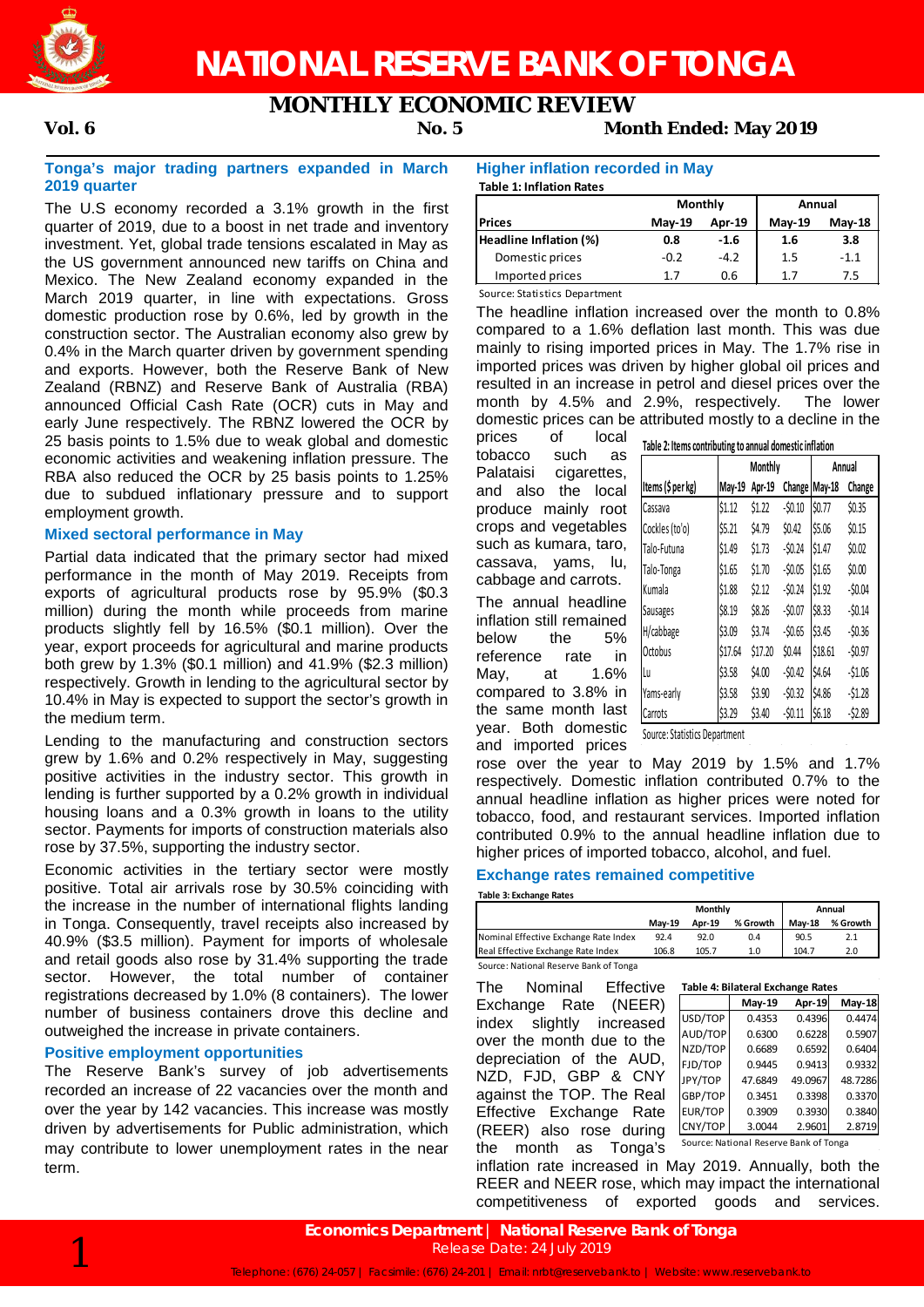# NATIONAL RESERVE BANK OF TONGA

## MONTHLY ECONOMIC REVIEW

**Vol. 6** **No. 5** **Month Ended: May 2019**

### Tonga's major trading partners expanded in March 2019 quarter

The U.S economy recorded a 3.1% growth in the first quarter of 2019, due to a boost in net trade and inventory investment. Yet, global trade tensions escalated in May as the US government announced new tariffs on China and Mexico. The New Zealand economy expanded in the March 2019 quarter, in line with expectations. Gross domestic production rose by 0.6%, led by growth in the construction sector. The Australian economy also grew by 0.4% in the March quarter driven by government spending and exports. However, both the Reserve Bank of New Zealand (RBNZ) and Reserve Bank of Australia (RBA) announced Official Cash Rate (OCR) cuts in May and early June respectively. The RBNZ lowered the OCR by 25 basis points to 1.5% due to weak global and domestic economic activities and weakening inflation pressure. The RBA also reduced the OCR by 25 basis points to 1.25% due to subdued inflationary pressure and to support employment growth.

### Mixed sectoral performance in May

Partial data indicated that the primary sector had mixed performance in the month of May 2019. Receipts from exports of agricultural products rose by 95.9% ($0.3 million) during the month while proceeds from marine products slightly fell by 16.5% ($0.1 million). Over the year, export proceeds for agricultural and marine products both grew by 1.3% ($0.1 million) and 41.9% ($2.3 million) respectively. Growth in lending to the agricultural sector by 10.4% in May is expected to support the sector's growth in the medium term.

Lending to the manufacturing and construction sectors grew by 1.6% and 0.2% respectively in May, suggesting positive activities in the industry sector. This growth in lending is further supported by a 0.2% growth in individual housing loans and a 0.3% growth in loans to the utility sector. Payments for imports of construction materials also rose by 37.5%, supporting the industry sector.

Economic activities in the tertiary sector were mostly positive. Total air arrivals rose by 30.5% coinciding with the increase in the number of international flights landing in Tonga. Consequently, travel receipts also increased by 40.9% ($3.5 million). Payment for imports of wholesale and retail goods also rose by 31.4% supporting the trade sector. However, the total number of container registrations decreased by 1.0% (8 containers). The lower number of business containers drove this decline and outweighed the increase in private containers.

### Positive employment opportunities

The Reserve Bank's survey of job advertisements recorded an increase of 22 vacancies over the month and over the year by 142 vacancies. This increase was mostly driven by advertisements for Public administration, which may contribute to lower unemployment rates in the near term.

### Higher inflation recorded in May

**Table 1: Inflation Rates**

| Prices | Monthly | | Annual | |
|---|---|---|---|---|
| | May-19 | Apr-19 | May-19 | May-18 |
| **Headline Inflation (%)** | **0.8** | **-1.6** | **1.6** | **3.8** |
| Domestic prices | -0.2 | -4.2 | 1.5 | -1.1 |
| Imported prices | 1.7 | 0.6 | 1.7 | 7.5 |

Source: Statistics Department

The headline inflation increased over the month to 0.8% compared to a 1.6% deflation last month. This was due mainly to rising imported prices in May. The 1.7% rise in imported prices was driven by higher global oil prices and resulted in an increase in petrol and diesel prices over the month by 4.5% and 2.9%, respectively. The lower domestic prices can be attributed mostly to a decline in the prices of local tobacco such as Palataisi cigarettes, and also the local produce mainly root crops and vegetables such as kumara, taro, cassava, yams, lu, cabbage and carrots.

**Table 2: Items contributing to annual domestic inflation**

| Items ($ per kg) | Monthly | | | Annual | |
|---|---|---|---|---|---|
| | May-19 | Apr-19 | Change | May-18 | Change |
| Cassava | $1.12 | $1.22 | -$0.10 | $0.77 | $0.35 |
| Cockles (to'o) | $5.21 | $4.79 | $0.42 | $5.06 | $0.15 |
| Talo-Futuna | $1.49 | $1.73 | -$0.24 | $1.47 | $0.02 |
| Talo-Tonga | $1.65 | $1.70 | -$0.05 | $1.65 | $0.00 |
| Kumala | $1.88 | $2.12 | -$0.24 | $1.92 | -$0.04 |
| Sausages | $8.19 | $8.26 | -$0.07 | $8.33 | -$0.14 |
| H/cabbage | $3.09 | $3.74 | -$0.65 | $3.45 | -$0.36 |
| Octobus | $17.64 | $17.20 | $0.44 | $18.61 | -$0.97 |
| Lu | $3.58 | $4.00 | -$0.42 | $4.64 | -$1.06 |
| Yams-early | $3.58 | $3.90 | -$0.32 | $4.86 | -$1.28 |
| Carrots | $3.29 | $3.40 | -$0.11 | $6.18 | -$2.89 |

Source: Statistics Department

The annual headline inflation still remained below the 5% reference rate in May, at 1.6% compared to 3.8% in the same month last year. Both domestic and imported prices rose over the year to May 2019 by 1.5% and 1.7% respectively. Domestic inflation contributed 0.7% to the annual headline inflation as higher prices were noted for tobacco, food, and restaurant services. Imported inflation contributed 0.9% to the annual headline inflation due to higher prices of imported tobacco, alcohol, and fuel.

### Exchange rates remained competitive

**Table 3: Exchange Rates**

| | Monthly | | | Annual | |
|---|---|---|---|---|---|
| | May-19 | Apr-19 | % Growth | May-18 | % Growth |
| Nominal Effective Exchange Rate Index | 92.4 | 92.0 | 0.4 | 90.5 | 2.1 |
| Real Effective Exchange Rate Index | 106.8 | 105.7 | 1.0 | 104.7 | 2.0 |

Source: National Reserve Bank of Tonga

The Nominal Effective Exchange Rate (NEER) index slightly increased over the month due to the depreciation of the AUD, NZD, FJD, GBP & CNY against the TOP. The Real Effective Exchange Rate (REER) also rose during the month as Tonga's inflation rate increased in May 2019. Annually, both the REER and NEER rose, which may impact the international competitiveness of exported goods and services.

**Table 4: Bilateral Exchange Rates**

| | May-19 | Apr-19 | May-18 |
|---|---|---|---|
| USD/TOP | 0.4353 | 0.4396 | 0.4474 |
| AUD/TOP | 0.6300 | 0.6228 | 0.5907 |
| NZD/TOP | 0.6689 | 0.6592 | 0.6404 |
| FJD/TOP | 0.9445 | 0.9413 | 0.9332 |
| JPY/TOP | 47.6849 | 49.0967 | 48.7286 |
| GBP/TOP | 0.3451 | 0.3398 | 0.3370 |
| EUR/TOP | 0.3909 | 0.3930 | 0.3840 |
| CNY/TOP | 3.0044 | 2.9601 | 2.8719 |

Source: National Reserve Bank of Tonga

**Economics Department | National Reserve Bank of Tonga**
Release Date: 24 July 2019

Telephone: (676) 24-057 | Facsimile: (676) 24-201 | Email: nrbt@reservebank.to | Website: www.reservebank.to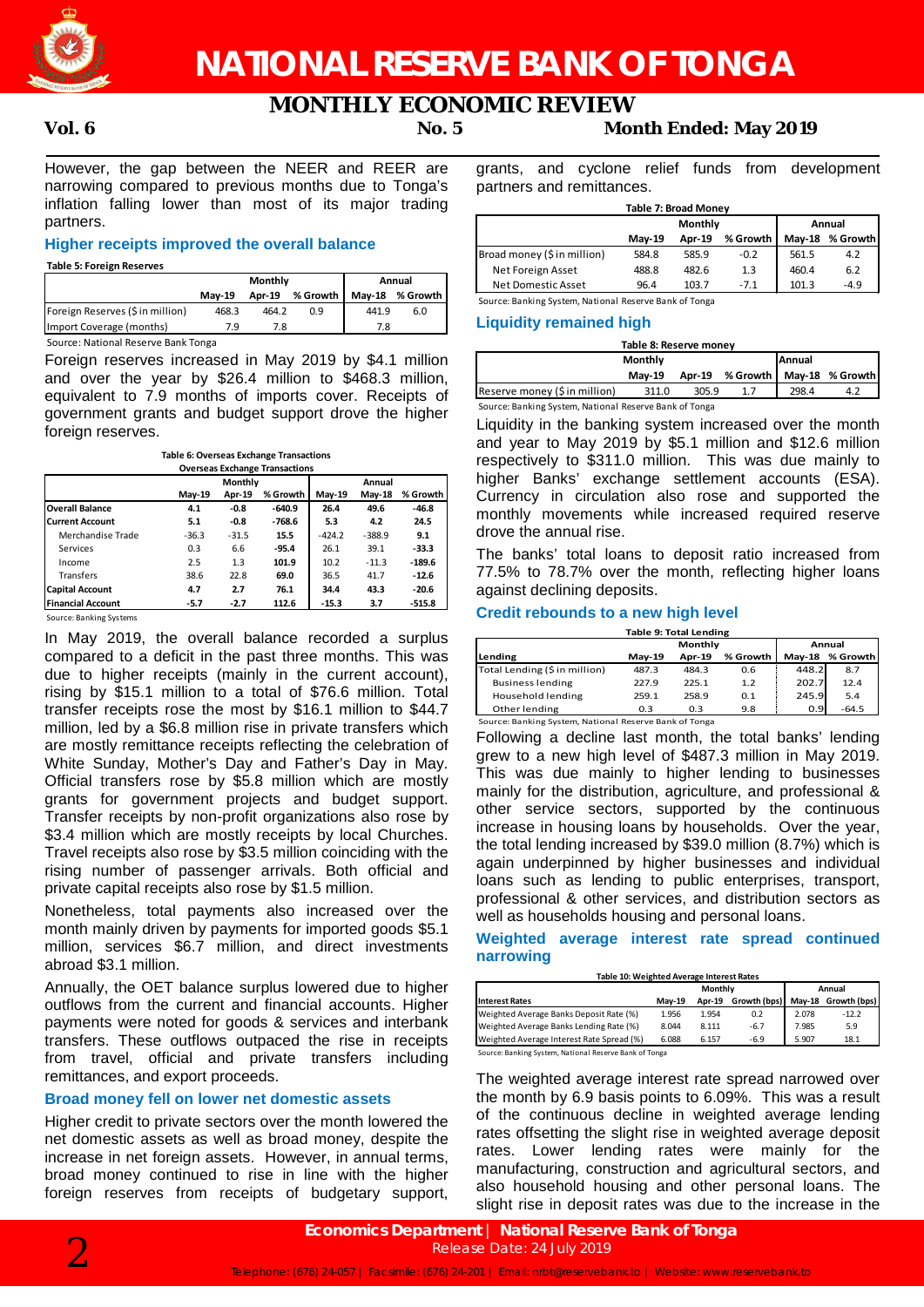However, the gap between the NEER and REER are narrowing compared to previous months due to Tonga's inflation falling lower than most of its major trading partners.

### Higher receipts improved the overall balance

**Table 5: Foreign Reserves**

| | Monthly | | | Annual | |
|---|---|---|---|---|---|
| | May-19 | Apr-19 | % Growth | May-18 | % Growth |
| Foreign Reserves ($ in million) | 468.3 | 464.2 | 0.9 | 441.9 | 6.0 |
| Import Coverage (months) | 7.9 | 7.8 | | 7.8 | |

Source: National Reserve Bank Tonga

Foreign reserves increased in May 2019 by $4.1 million and over the year by $26.4 million to $468.3 million, equivalent to 7.9 months of imports cover. Receipts of government grants and budget support drove the higher foreign reserves.

**Table 6: Overseas Exchange Transactions**

| Overseas Exchange Transactions | Monthly | | | Annual | | |
|---|---|---|---|---|---|---|
| | May-19 | Apr-19 | % Growth | May-19 | May-18 | % Growth |
| **Overall Balance** | **4.1** | **-0.8** | **-640.9** | **26.4** | **49.6** | **-46.8** |
| **Current Account** | **5.1** | **-0.8** | **-768.6** | **5.3** | **4.2** | **24.5** |
| Merchandise Trade | -36.3 | -31.5 | **15.5** | -424.2 | -388.9 | **9.1** |
| Services | 0.3 | 6.6 | **-95.4** | 26.1 | 39.1 | **-33.3** |
| Income | 2.5 | 1.3 | **101.9** | 10.2 | -11.3 | **-189.6** |
| Transfers | 38.6 | 22.8 | **69.0** | 36.5 | 41.7 | **-12.6** |
| **Capital Account** | **4.7** | **2.7** | **76.1** | **34.4** | **43.3** | **-20.6** |
| **Financial Account** | **-5.7** | **-2.7** | **112.6** | **-15.3** | **3.7** | **-515.8** |

Source: Banking Systems

In May 2019, the overall balance recorded a surplus compared to a deficit in the past three months. This was due to higher receipts (mainly in the current account), rising by $15.1 million to a total of $76.6 million. Total transfer receipts rose the most by $16.1 million to $44.7 million, led by a $6.8 million rise in private transfers which are mostly remittance receipts reflecting the celebration of White Sunday, Mother's Day and Father's Day in May. Official transfers rose by $5.8 million which are mostly grants for government projects and budget support. Transfer receipts by non-profit organizations also rose by $3.4 million which are mostly receipts by local Churches. Travel receipts also rose by $3.5 million coinciding with the rising number of passenger arrivals. Both official and private capital receipts also rose by $1.5 million.

Nonetheless, total payments also increased over the month mainly driven by payments for imported goods $5.1 million, services $6.7 million, and direct investments abroad $3.1 million.

Annually, the OET balance surplus lowered due to higher outflows from the current and financial accounts. Higher payments were noted for goods & services and interbank transfers. These outflows outpaced the rise in receipts from travel, official and private transfers including remittances, and export proceeds.

### Broad money fell on lower net domestic assets

Higher credit to private sectors over the month lowered the net domestic assets as well as broad money, despite the increase in net foreign assets. However, in annual terms, broad money continued to rise in line with the higher foreign reserves from receipts of budgetary support, grants, and cyclone relief funds from development partners and remittances.

**Table 7: Broad Money**

| | Monthly | | | Annual | |
|---|---|---|---|---|---|
| | May-19 | Apr-19 | % Growth | May-18 | % Growth |
| Broad money ($ in million) | 584.8 | 585.9 | -0.2 | 561.5 | 4.2 |
| Net Foreign Asset | 488.8 | 482.6 | 1.3 | 460.4 | 6.2 |
| Net Domestic Asset | 96.4 | 103.7 | -7.1 | 101.3 | -4.9 |

Source: Banking System, National Reserve Bank of Tonga

### Liquidity remained high

**Table 8: Reserve money**

| | Monthly | | | Annual | |
|---|---|---|---|---|---|
| | May-19 | Apr-19 | % Growth | May-18 | % Growth |
| Reserve money ($ in million) | 311.0 | 305.9 | 1.7 | 298.4 | 4.2 |

Source: Banking System, National Reserve Bank of Tonga

Liquidity in the banking system increased over the month and year to May 2019 by $5.1 million and $12.6 million respectively to $311.0 million. This was due mainly to higher Banks' exchange settlement accounts (ESA). Currency in circulation also rose and supported the monthly movements while increased required reserve drove the annual rise.

The banks' total loans to deposit ratio increased from 77.5% to 78.7% over the month, reflecting higher loans against declining deposits.

### Credit rebounds to a new high level

**Table 9: Total Lending**

| | Monthly | | | Annual | |
|---|---|---|---|---|---|
| Lending | May-19 | Apr-19 | % Growth | May-18 | % Growth |
| Total Lending ($ in million) | 487.3 | 484.3 | 0.6 | 448.2 | 8.7 |
| Business lending | 227.9 | 225.1 | 1.2 | 202.7 | 12.4 |
| Household lending | 259.1 | 258.9 | 0.1 | 245.9 | 5.4 |
| Other lending | 0.3 | 0.3 | 9.8 | 0.9 | -64.5 |

Source: Banking System, National Reserve Bank of Tonga

Following a decline last month, the total banks' lending grew to a new high level of $487.3 million in May 2019. This was due mainly to higher lending to businesses mainly for the distribution, agriculture, and professional & other service sectors, supported by the continuous increase in housing loans by households. Over the year, the total lending increased by $39.0 million (8.7%) which is again underpinned by higher businesses and individual loans such as lending to public enterprises, transport, professional & other services, and distribution sectors as well as households housing and personal loans.

### Weighted average interest rate spread continued narrowing

**Table 10: Weighted Average Interest Rates**

| | Monthly | | | Annual | |
|---|---|---|---|---|---|
| Interest Rates | May-19 | Apr-19 | Growth (bps) | May-18 | Growth (bps) |
| Weighted Average Banks Deposit Rate (%) | 1.956 | 1.954 | 0.2 | 2.078 | -12.2 |
| Weighted Average Banks Lending Rate (%) | 8.044 | 8.111 | -6.7 | 7.985 | 5.9 |
| Weighted Average Interest Rate Spread (%) | 6.088 | 6.157 | -6.9 | 5.907 | 18.1 |

Source: Banking System, National Reserve Bank of Tonga

The weighted average interest rate spread narrowed over the month by 6.9 basis points to 6.09%. This was a result of the continuous decline in weighted average lending rates offsetting the slight rise in weighted average deposit rates. Lower lending rates were mainly for the manufacturing, construction and agricultural sectors, and also household housing and other personal loans. The slight rise in deposit rates was due to the increase in the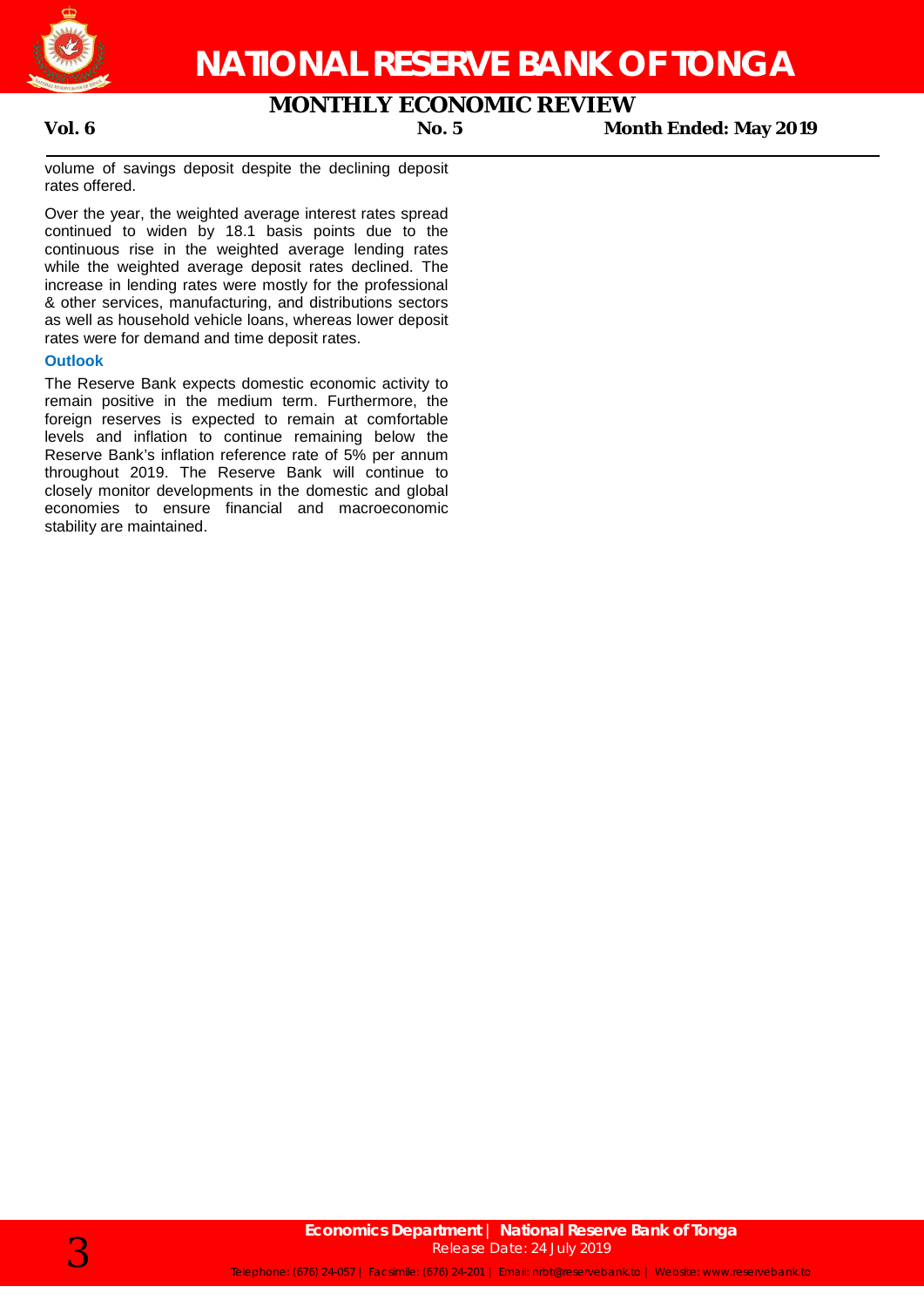volume of savings deposit despite the declining deposit rates offered.

Over the year, the weighted average interest rates spread continued to widen by 18.1 basis points due to the continuous rise in the weighted average lending rates while the weighted average deposit rates declined. The increase in lending rates were mostly for the professional & other services, manufacturing, and distributions sectors as well as household vehicle loans, whereas lower deposit rates were for demand and time deposit rates.

### Outlook

The Reserve Bank expects domestic economic activity to remain positive in the medium term. Furthermore, the foreign reserves is expected to remain at comfortable levels and inflation to continue remaining below the Reserve Bank's inflation reference rate of 5% per annum throughout 2019. The Reserve Bank will continue to closely monitor developments in the domestic and global economies to ensure financial and macroeconomic stability are maintained.